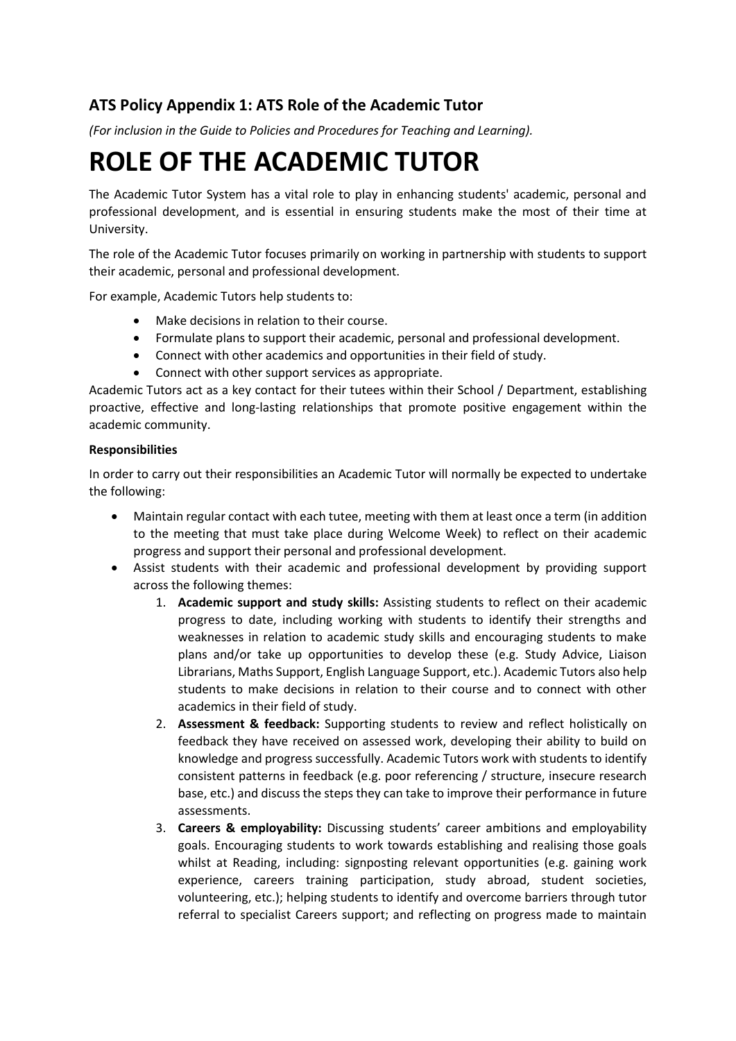## ATS Policy Appendix 1: ATS Role of the Academic Tutor

*(For inclusion in the Guide to Policies and Procedures for Teaching and Learning).*

# ROLE OF THE ACADEMIC TUTOR

The Academic Tutor System has a vital role to play in enhancing students' academic, personal and professional development, and is essential in ensuring students make the most of their time at University.

The role of the Academic Tutor focuses primarily on working in partnership with students to support their academic, personal and professional development.

For example, Academic Tutors help students to:

- Make decisions in relation to their course.
- Formulate plans to support their academic, personal and professional development.
- Connect with other academics and opportunities in their field of study.
- Connect with other support services as appropriate.

Academic Tutors act as a key contact for their tutees within their School / Department, establishing proactive, effective and long-lasting relationships that promote positive engagement within the academic community.

**Responsibilities**

In order to carry out their responsibilities an Academic Tutor will normally be expected to undertake the following:

- Maintain regular contact with each tutee, meeting with them at least once a term (in addition to the meeting that must take place during Welcome Week) to reflect on their academic progress and support their personal and professional development.
- Assist students with their academic and professional development by providing support across the following themes:
    1. **Academic support and study skills:** Assisting students to reflect on their academic progress to date, including working with students to identify their strengths and weaknesses in relation to academic study skills and encouraging students to make plans and/or take up opportunities to develop these (e.g. Study Advice, Liaison Librarians, Maths Support, English Language Support, etc.). Academic Tutors also help students to make decisions in relation to their course and to connect with other academics in their field of study.
    2. **Assessment & feedback:** Supporting students to review and reflect holistically on feedback they have received on assessed work, developing their ability to build on knowledge and progress successfully. Academic Tutors work with students to identify consistent patterns in feedback (e.g. poor referencing / structure, insecure research base, etc.) and discuss the steps they can take to improve their performance in future assessments.
    3. **Careers & employability:** Discussing students' career ambitions and employability goals. Encouraging students to work towards establishing and realising those goals whilst at Reading, including: signposting relevant opportunities (e.g. gaining work experience, careers training participation, study abroad, student societies, volunteering, etc.); helping students to identify and overcome barriers through tutor referral to specialist Careers support; and reflecting on progress made to maintain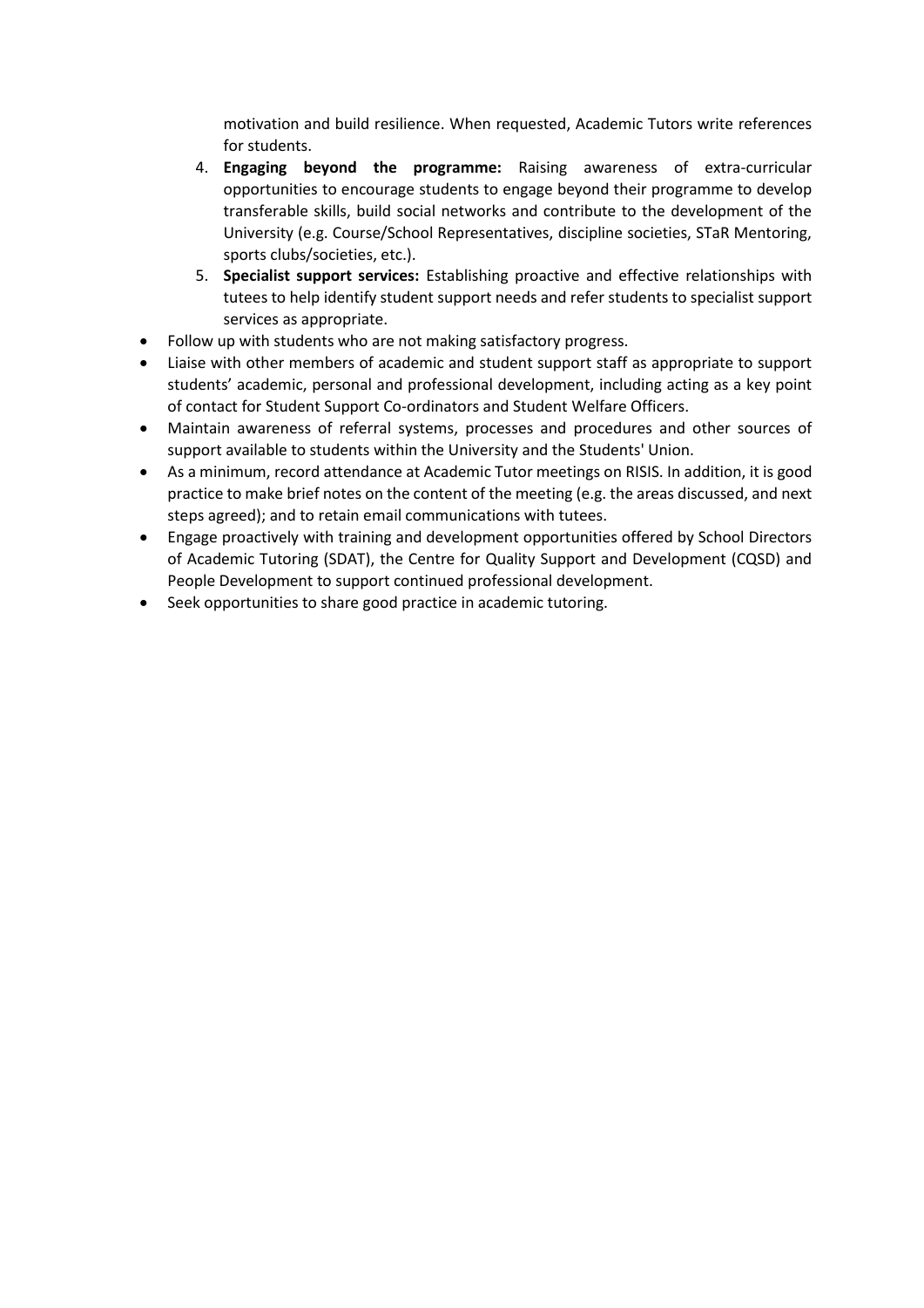motivation and build resilience. When requested, Academic Tutors write references for students.

4. **Engaging beyond the programme:** Raising awareness of extra-curricular opportunities to encourage students to engage beyond their programme to develop transferable skills, build social networks and contribute to the development of the University (e.g. Course/School Representatives, discipline societies, STaR Mentoring, sports clubs/societies, etc.).
5. **Specialist support services:** Establishing proactive and effective relationships with tutees to help identify student support needs and refer students to specialist support services as appropriate.

- Follow up with students who are not making satisfactory progress.
- Liaise with other members of academic and student support staff as appropriate to support students' academic, personal and professional development, including acting as a key point of contact for Student Support Co-ordinators and Student Welfare Officers.
- Maintain awareness of referral systems, processes and procedures and other sources of support available to students within the University and the Students' Union.
- As a minimum, record attendance at Academic Tutor meetings on RISIS. In addition, it is good practice to make brief notes on the content of the meeting (e.g. the areas discussed, and next steps agreed); and to retain email communications with tutees.
- Engage proactively with training and development opportunities offered by School Directors of Academic Tutoring (SDAT), the Centre for Quality Support and Development (CQSD) and People Development to support continued professional development.
- Seek opportunities to share good practice in academic tutoring.